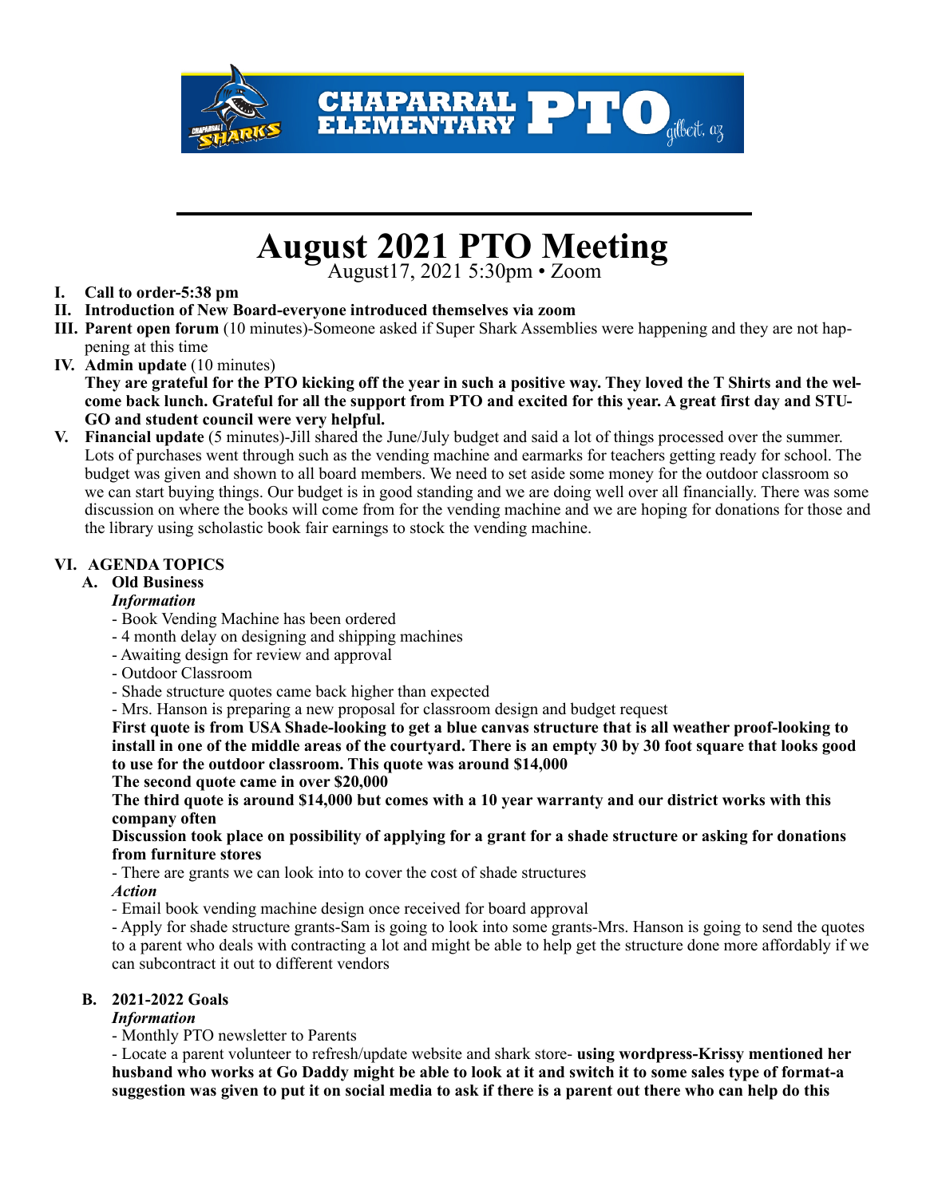# August 2021 PTO Meeting

August17, 2021 5:30pm • Zoom

I. **Call to order-5:38 pm**

II. **Introduction of New Board-everyone introduced themselves via zoom**

III. **Parent open forum** (10 minutes)-Someone asked if Super Shark Assemblies were happening and they are not happening at this time

IV. **Admin update** (10 minutes)
**They are grateful for the PTO kicking off the year in such a positive way. They loved the T Shirts and the welcome back lunch. Grateful for all the support from PTO and excited for this year. A great first day and STU-GO and student council were very helpful.**

V. **Financial update** (5 minutes)-Jill shared the June/July budget and said a lot of things processed over the summer. Lots of purchases went through such as the vending machine and earmarks for teachers getting ready for school. The budget was given and shown to all board members. We need to set aside some money for the outdoor classroom so we can start buying things. Our budget is in good standing and we are doing well over all financially. There was some discussion on where the books will come from for the vending machine and we are hoping for donations for those and the library using scholastic book fair earnings to stock the vending machine.

VI. **AGENDA TOPICS**

A. **Old Business**

*Information*

- Book Vending Machine has been ordered
- 4 month delay on designing and shipping machines
- Awaiting design for review and approval
- Outdoor Classroom
- Shade structure quotes came back higher than expected
- Mrs. Hanson is preparing a new proposal for classroom design and budget request

**First quote is from USA Shade-looking to get a blue canvas structure that is all weather proof-looking to install in one of the middle areas of the courtyard. There is an empty 30 by 30 foot square that looks good to use for the outdoor classroom. This quote was around $14,000**

**The second quote came in over $20,000**

**The third quote is around $14,000 but comes with a 10 year warranty and our district works with this company often**

**Discussion took place on possibility of applying for a grant for a shade structure or asking for donations from furniture stores**

- There are grants we can look into to cover the cost of shade structures

*Action*

- Email book vending machine design once received for board approval
- Apply for shade structure grants-Sam is going to look into some grants-Mrs. Hanson is going to send the quotes to a parent who deals with contracting a lot and might be able to help get the structure done more affordably if we can subcontract it out to different vendors

B. **2021-2022 Goals**

*Information*

- Monthly PTO newsletter to Parents
- Locate a parent volunteer to refresh/update website and shark store- **using wordpress-Krissy mentioned her husband who works at Go Daddy might be able to look at it and switch it to some sales type of format-a suggestion was given to put it on social media to ask if there is a parent out there who can help do this**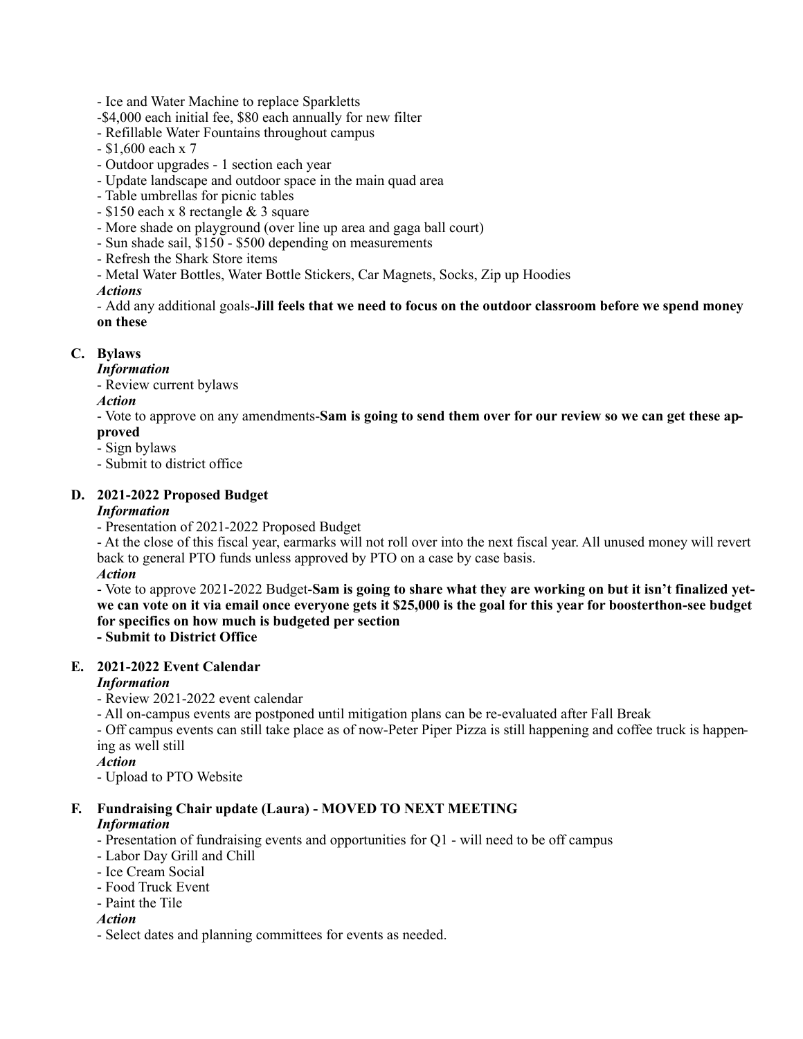- Ice and Water Machine to replace Sparkletts
-$4,000 each initial fee, $80 each annually for new filter
- Refillable Water Fountains throughout campus
- $1,600 each x 7
- Outdoor upgrades - 1 section each year
- Update landscape and outdoor space in the main quad area
- Table umbrellas for picnic tables
- $150 each x 8 rectangle & 3 square
- More shade on playground (over line up area and gaga ball court)
- Sun shade sail, $150 - $500 depending on measurements
- Refresh the Shark Store items
- Metal Water Bottles, Water Bottle Stickers, Car Magnets, Socks, Zip up Hoodies

***Actions***

- Add any additional goals-**Jill feels that we need to focus on the outdoor classroom before we spend money on these**

**C. Bylaws**

***Information***

- Review current bylaws

***Action***

- Vote to approve on any amendments-**Sam is going to send them over for our review so we can get these approved**
- Sign bylaws
- Submit to district office

**D. 2021-2022 Proposed Budget**

***Information***

- Presentation of 2021-2022 Proposed Budget
- At the close of this fiscal year, earmarks will not roll over into the next fiscal year. All unused money will revert back to general PTO funds unless approved by PTO on a case by case basis.

***Action***

- Vote to approve 2021-2022 Budget-**Sam is going to share what they are working on but it isn't finalized yet-we can vote on it via email once everyone gets it $25,000 is the goal for this year for boosterthon-see budget for specifics on how much is budgeted per section**
- **Submit to District Office**

**E. 2021-2022 Event Calendar**

***Information***

- Review 2021-2022 event calendar
- All on-campus events are postponed until mitigation plans can be re-evaluated after Fall Break
- Off campus events can still take place as of now-Peter Piper Pizza is still happening and coffee truck is happening as well still

***Action***

- Upload to PTO Website

**F. Fundraising Chair update (Laura) - MOVED TO NEXT MEETING**

***Information***

- Presentation of fundraising events and opportunities for Q1 - will need to be off campus
- Labor Day Grill and Chill
- Ice Cream Social
- Food Truck Event
- Paint the Tile

***Action***

- Select dates and planning committees for events as needed.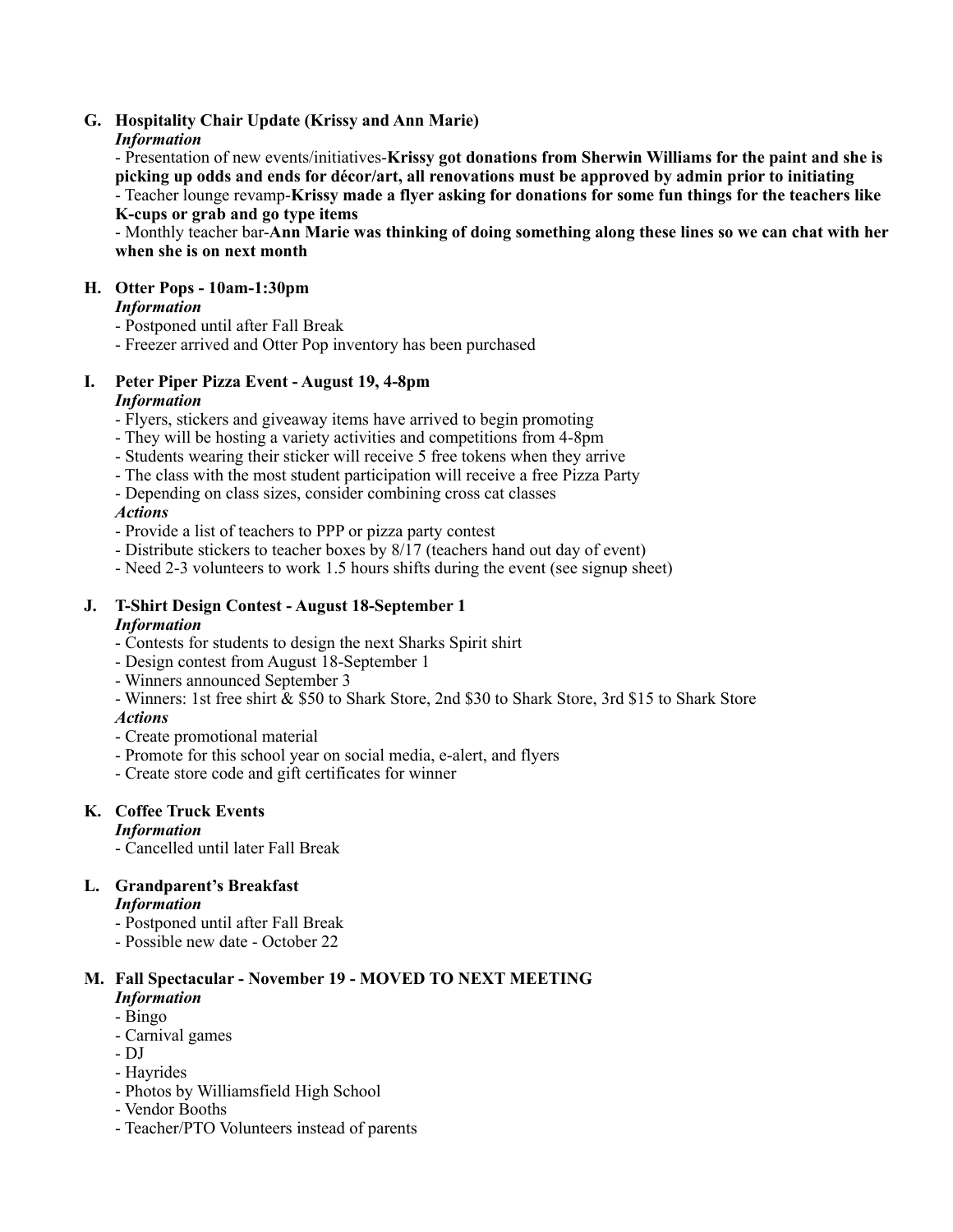**G. Hospitality Chair Update (Krissy and Ann Marie)**

*Information*

- Presentation of new events/initiatives-**Krissy got donations from Sherwin Williams for the paint and she is picking up odds and ends for décor/art, all renovations must be approved by admin prior to initiating**
- Teacher lounge revamp-**Krissy made a flyer asking for donations for some fun things for the teachers like K-cups or grab and go type items**
- Monthly teacher bar-**Ann Marie was thinking of doing something along these lines so we can chat with her when she is on next month**

**H. Otter Pops - 10am-1:30pm**

*Information*

- Postponed until after Fall Break
- Freezer arrived and Otter Pop inventory has been purchased

**I. Peter Piper Pizza Event - August 19, 4-8pm**

*Information*

- Flyers, stickers and giveaway items have arrived to begin promoting
- They will be hosting a variety activities and competitions from 4-8pm
- Students wearing their sticker will receive 5 free tokens when they arrive
- The class with the most student participation will receive a free Pizza Party
- Depending on class sizes, consider combining cross cat classes

*Actions*

- Provide a list of teachers to PPP or pizza party contest
- Distribute stickers to teacher boxes by 8/17 (teachers hand out day of event)
- Need 2-3 volunteers to work 1.5 hours shifts during the event (see signup sheet)

**J. T-Shirt Design Contest - August 18-September 1**

*Information*

- Contests for students to design the next Sharks Spirit shirt
- Design contest from August 18-September 1
- Winners announced September 3
- Winners: 1st free shirt & $50 to Shark Store, 2nd $30 to Shark Store, 3rd $15 to Shark Store

*Actions*

- Create promotional material
- Promote for this school year on social media, e-alert, and flyers
- Create store code and gift certificates for winner

**K. Coffee Truck Events**

*Information*

- Cancelled until later Fall Break

**L. Grandparent's Breakfast**

*Information*

- Postponed until after Fall Break
- Possible new date - October 22

**M. Fall Spectacular - November 19 - MOVED TO NEXT MEETING**

*Information*

- Bingo
- Carnival games
- DJ
- Hayrides
- Photos by Williamsfield High School
- Vendor Booths
- Teacher/PTO Volunteers instead of parents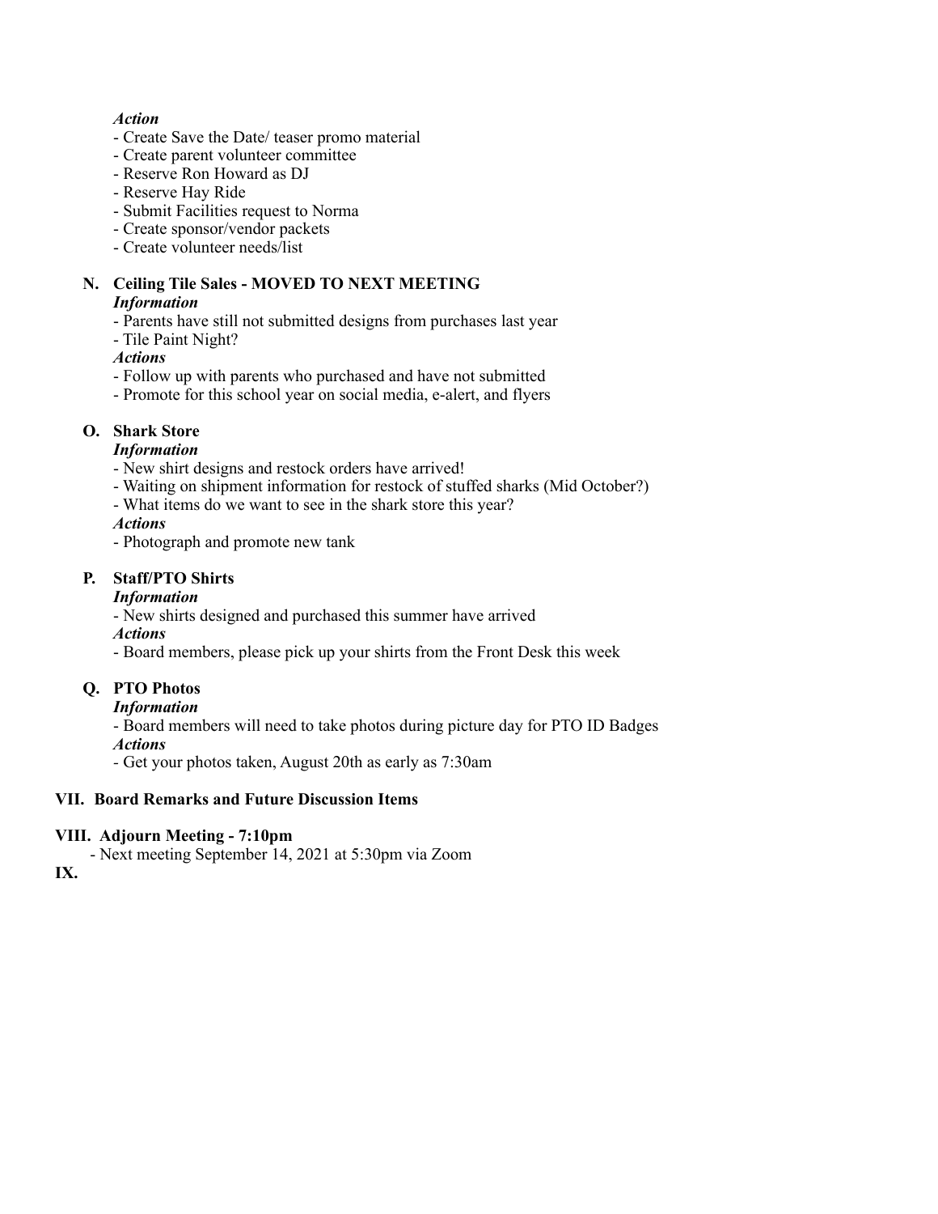*Action*

- Create Save the Date/ teaser promo material
- Create parent volunteer committee
- Reserve Ron Howard as DJ
- Reserve Hay Ride
- Submit Facilities request to Norma
- Create sponsor/vendor packets
- Create volunteer needs/list

**N. Ceiling Tile Sales - MOVED TO NEXT MEETING**

*Information*

- Parents have still not submitted designs from purchases last year
- Tile Paint Night?

*Actions*

- Follow up with parents who purchased and have not submitted
- Promote for this school year on social media, e-alert, and flyers

**O. Shark Store**

*Information*

- New shirt designs and restock orders have arrived!
- Waiting on shipment information for restock of stuffed sharks (Mid October?)
- What items do we want to see in the shark store this year?

*Actions*

- Photograph and promote new tank

**P. Staff/PTO Shirts**

*Information*

- New shirts designed and purchased this summer have arrived

*Actions*

- Board members, please pick up your shirts from the Front Desk this week

**Q. PTO Photos**

*Information*

- Board members will need to take photos during picture day for PTO ID Badges

*Actions*

- Get your photos taken, August 20th as early as 7:30am

**VII. Board Remarks and Future Discussion Items**

**VIII. Adjourn Meeting - 7:10pm**

- Next meeting September 14, 2021 at 5:30pm via Zoom

**IX.**